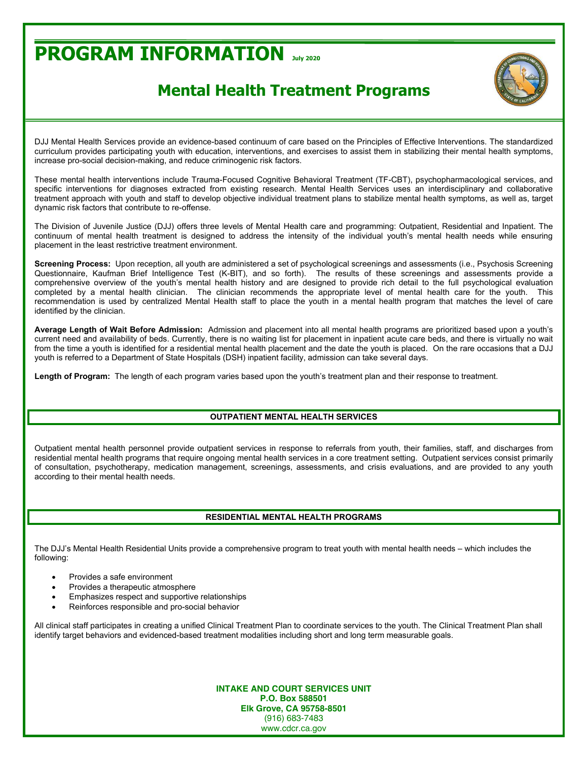# PROGRAM INFORMATION

July 2020

## Mental Health Treatment Programs

DJJ Mental Health Services provide an evidence-based continuum of care based on the Principles of Effective Interventions. The standardized curriculum provides participating youth with education, interventions, and exercises to assist them in stabilizing their mental health symptoms, increase pro-social decision-making, and reduce criminogenic risk factors.

These mental health interventions include Trauma-Focused Cognitive Behavioral Treatment (TF-CBT), psychopharmacological services, and specific interventions for diagnoses extracted from existing research. Mental Health Services uses an interdisciplinary and collaborative treatment approach with youth and staff to develop objective individual treatment plans to stabilize mental health symptoms, as well as, target dynamic risk factors that contribute to re-offense.

The Division of Juvenile Justice (DJJ) offers three levels of Mental Health care and programming: Outpatient, Residential and Inpatient. The continuum of mental health treatment is designed to address the intensity of the individual youth's mental health needs while ensuring placement in the least restrictive treatment environment.

**Screening Process:** Upon reception, all youth are administered a set of psychological screenings and assessments (i.e., Psychosis Screening Questionnaire, Kaufman Brief Intelligence Test (K-BIT), and so forth). The results of these screenings and assessments provide a comprehensive overview of the youth's mental health history and are designed to provide rich detail to the full psychological evaluation completed by a mental health clinician. The clinician recommends the appropriate level of mental health care for the youth. This recommendation is used by centralized Mental Health staff to place the youth in a mental health program that matches the level of care identified by the clinician.

**Average Length of Wait Before Admission:** Admission and placement into all mental health programs are prioritized based upon a youth's current need and availability of beds. Currently, there is no waiting list for placement in inpatient acute care beds, and there is virtually no wait from the time a youth is identified for a residential mental health placement and the date the youth is placed. On the rare occasions that a DJJ youth is referred to a Department of State Hospitals (DSH) inpatient facility, admission can take several days.

**Length of Program:** The length of each program varies based upon the youth's treatment plan and their response to treatment.

### OUTPATIENT MENTAL HEALTH SERVICES

Outpatient mental health personnel provide outpatient services in response to referrals from youth, their families, staff, and discharges from residential mental health programs that require ongoing mental health services in a core treatment setting. Outpatient services consist primarily of consultation, psychotherapy, medication management, screenings, assessments, and crisis evaluations, and are provided to any youth according to their mental health needs.

### RESIDENTIAL MENTAL HEALTH PROGRAMS

The DJJ's Mental Health Residential Units provide a comprehensive program to treat youth with mental health needs – which includes the following:

- Provides a safe environment
- Provides a therapeutic atmosphere
- Emphasizes respect and supportive relationships
- Reinforces responsible and pro-social behavior

All clinical staff participates in creating a unified Clinical Treatment Plan to coordinate services to the youth. The Clinical Treatment Plan shall identify target behaviors and evidenced-based treatment modalities including short and long term measurable goals.

**INTAKE AND COURT SERVICES UNIT**
**P.O. Box 588501**
**Elk Grove, CA 95758-8501**
(916) 683-7483
www.cdcr.ca.gov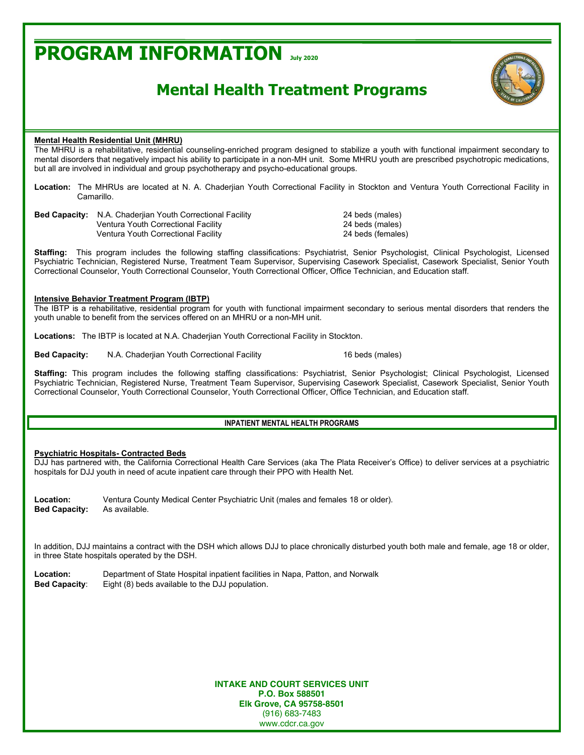# PROGRAM INFORMATION July 2020

## Mental Health Treatment Programs

### Mental Health Residential Unit (MHRU)

The MHRU is a rehabilitative, residential counseling-enriched program designed to stabilize a youth with functional impairment secondary to mental disorders that negatively impact his ability to participate in a non-MH unit. Some MHRU youth are prescribed psychotropic medications, but all are involved in individual and group psychotherapy and psycho-educational groups.

**Location:** The MHRUs are located at N. A. Chaderjian Youth Correctional Facility in Stockton and Ventura Youth Correctional Facility in Camarillo.

| | | |
|---|---|---|
| **Bed Capacity:** | N.A. Chaderjian Youth Correctional Facility | 24 beds (males) |
| | Ventura Youth Correctional Facility | 24 beds (males) |
| | Ventura Youth Correctional Facility | 24 beds (females) |

**Staffing:** This program includes the following staffing classifications: Psychiatrist, Senior Psychologist, Clinical Psychologist, Licensed Psychiatric Technician, Registered Nurse, Treatment Team Supervisor, Supervising Casework Specialist, Casework Specialist, Senior Youth Correctional Counselor, Youth Correctional Counselor, Youth Correctional Officer, Office Technician, and Education staff.

### Intensive Behavior Treatment Program (IBTP)

The IBTP is a rehabilitative, residential program for youth with functional impairment secondary to serious mental disorders that renders the youth unable to benefit from the services offered on an MHRU or a non-MH unit.

**Locations:** The IBTP is located at N.A. Chaderjian Youth Correctional Facility in Stockton.

**Bed Capacity:** N.A. Chaderjian Youth Correctional Facility 16 beds (males)

**Staffing:** This program includes the following staffing classifications: Psychiatrist, Senior Psychologist; Clinical Psychologist, Licensed Psychiatric Technician, Registered Nurse, Treatment Team Supervisor, Supervising Casework Specialist, Casework Specialist, Senior Youth Correctional Counselor, Youth Correctional Counselor, Youth Correctional Officer, Office Technician, and Education staff.

## INPATIENT MENTAL HEALTH PROGRAMS

### Psychiatric Hospitals- Contracted Beds

DJJ has partnered with, the California Correctional Health Care Services (aka The Plata Receiver's Office) to deliver services at a psychiatric hospitals for DJJ youth in need of acute inpatient care through their PPO with Health Net.

**Location:** Ventura County Medical Center Psychiatric Unit (males and females 18 or older).
**Bed Capacity:** As available.

In addition, DJJ maintains a contract with the DSH which allows DJJ to place chronically disturbed youth both male and female, age 18 or older, in three State hospitals operated by the DSH.

**Location:** Department of State Hospital inpatient facilities in Napa, Patton, and Norwalk
**Bed Capacity**: Eight (8) beds available to the DJJ population.

**INTAKE AND COURT SERVICES UNIT**
**P.O. Box 588501**
**Elk Grove, CA 95758-8501**
(916) 683-7483
www.cdcr.ca.gov